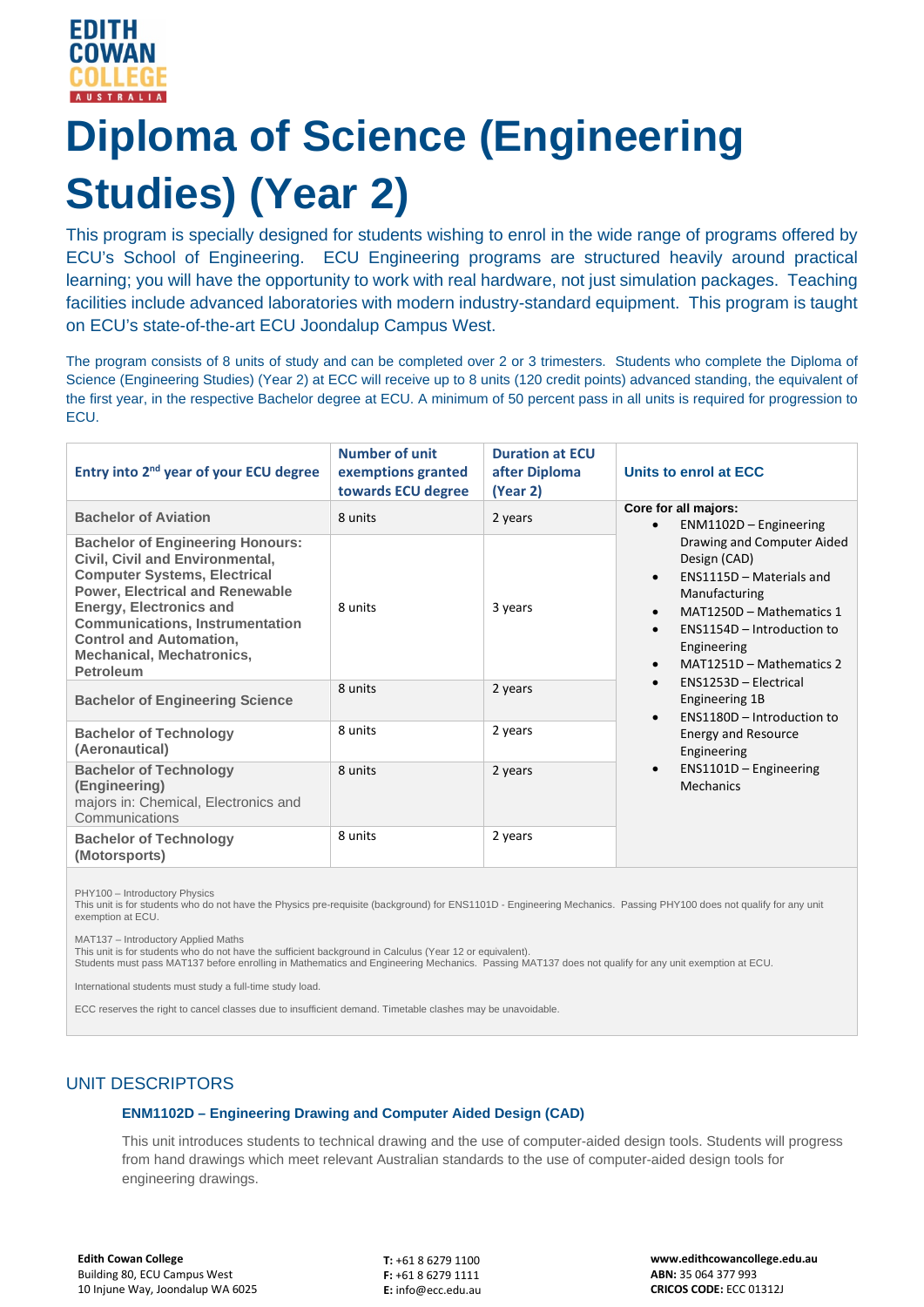EDITH COWAN COLLEGE AUSTRALIA

# Diploma of Science (Engineering Studies) (Year 2)

This program is specially designed for students wishing to enrol in the wide range of programs offered by ECU's School of Engineering. ECU Engineering programs are structured heavily around practical learning; you will have the opportunity to work with real hardware, not just simulation packages. Teaching facilities include advanced laboratories with modern industry-standard equipment. This program is taught on ECU's state-of-the-art ECU Joondalup Campus West.

The program consists of 8 units of study and can be completed over 2 or 3 trimesters. Students who complete the Diploma of Science (Engineering Studies) (Year 2) at ECC will receive up to 8 units (120 credit points) advanced standing, the equivalent of the first year, in the respective Bachelor degree at ECU. A minimum of 50 percent pass in all units is required for progression to ECU.

| Entry into 2nd year of your ECU degree | Number of unit exemptions granted towards ECU degree | Duration at ECU after Diploma (Year 2) | Units to enrol at ECC |
|---|---|---|---|
| **Bachelor of Aviation** | 8 units | 2 years | **Core for all majors:** <br>• ENM1102D – Engineering Drawing and Computer Aided Design (CAD)<br>• ENS1115D – Materials and Manufacturing<br>• MAT1250D – Mathematics 1<br>• ENS1154D – Introduction to Engineering<br>• MAT1251D – Mathematics 2<br>• ENS1253D – Electrical Engineering 1B<br>• ENS1180D – Introduction to Energy and Resource Engineering<br>• ENS1101D – Engineering Mechanics |
| **Bachelor of Engineering Honours: Civil, Civil and Environmental, Computer Systems, Electrical Power, Electrical and Renewable Energy, Electronics and Communications, Instrumentation Control and Automation, Mechanical, Mechatronics, Petroleum** | 8 units | 3 years | |
| **Bachelor of Engineering Science** | 8 units | 2 years | |
| **Bachelor of Technology (Aeronautical)** | 8 units | 2 years | |
| **Bachelor of Technology (Engineering)** majors in: Chemical, Electronics and Communications | 8 units | 2 years | |
| **Bachelor of Technology (Motorsports)** | 8 units | 2 years | |

PHY100 – Introductory Physics
This unit is for students who do not have the Physics pre-requisite (background) for ENS1101D - Engineering Mechanics. Passing PHY100 does not qualify for any unit exemption at ECU.

MAT137 – Introductory Applied Maths
This unit is for students who do not have the sufficient background in Calculus (Year 12 or equivalent).
Students must pass MAT137 before enrolling in Mathematics and Engineering Mechanics. Passing MAT137 does not qualify for any unit exemption at ECU.

International students must study a full-time study load.

ECC reserves the right to cancel classes due to insufficient demand. Timetable clashes may be unavoidable.

## UNIT DESCRIPTORS

### ENM1102D – Engineering Drawing and Computer Aided Design (CAD)

This unit introduces students to technical drawing and the use of computer-aided design tools. Students will progress from hand drawings which meet relevant Australian standards to the use of computer-aided design tools for engineering drawings.

**Edith Cowan College**
Building 80, ECU Campus West
10 Injune Way, Joondalup WA 6025

**T:** +61 8 6279 1100
**F:** +61 8 6279 1111
**E:** info@ecc.edu.au

**www.edithcowancollege.edu.au**
**ABN:** 35 064 377 993
**CRICOS CODE:** ECC 01312J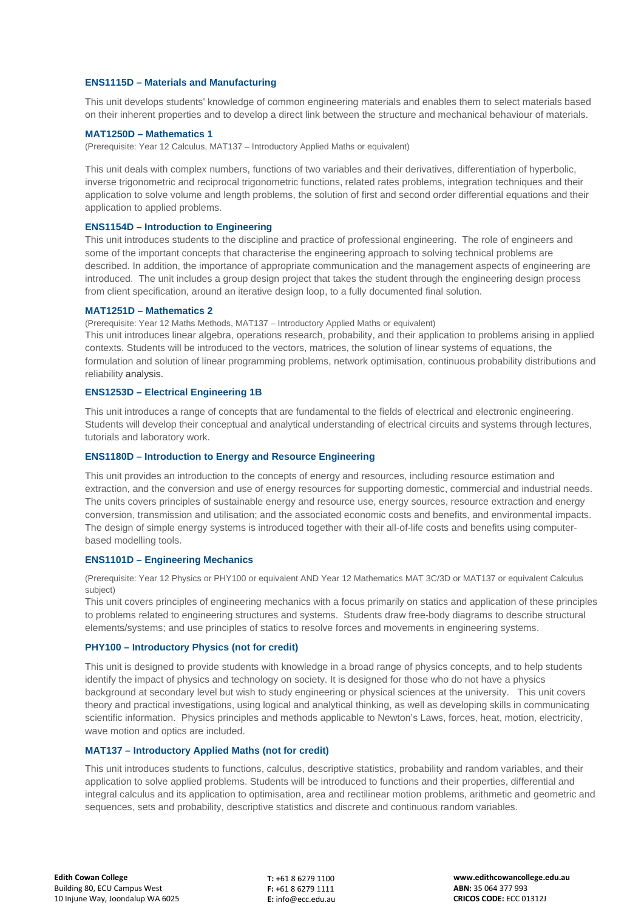### ENS1115D – Materials and Manufacturing

This unit develops students' knowledge of common engineering materials and enables them to select materials based on their inherent properties and to develop a direct link between the structure and mechanical behaviour of materials.

### MAT1250D – Mathematics 1

(Prerequisite: Year 12 Calculus, MAT137 – Introductory Applied Maths or equivalent)

This unit deals with complex numbers, functions of two variables and their derivatives, differentiation of hyperbolic, inverse trigonometric and reciprocal trigonometric functions, related rates problems, integration techniques and their application to solve volume and length problems, the solution of first and second order differential equations and their application to applied problems.

### ENS1154D – Introduction to Engineering

This unit introduces students to the discipline and practice of professional engineering. The role of engineers and some of the important concepts that characterise the engineering approach to solving technical problems are described. In addition, the importance of appropriate communication and the management aspects of engineering are introduced. The unit includes a group design project that takes the student through the engineering design process from client specification, around an iterative design loop, to a fully documented final solution.

### MAT1251D – Mathematics 2

(Prerequisite: Year 12 Maths Methods, MAT137 – Introductory Applied Maths or equivalent)

This unit introduces linear algebra, operations research, probability, and their application to problems arising in applied contexts. Students will be introduced to the vectors, matrices, the solution of linear systems of equations, the formulation and solution of linear programming problems, network optimisation, continuous probability distributions and reliability analysis.

### ENS1253D – Electrical Engineering 1B

This unit introduces a range of concepts that are fundamental to the fields of electrical and electronic engineering. Students will develop their conceptual and analytical understanding of electrical circuits and systems through lectures, tutorials and laboratory work.

### ENS1180D – Introduction to Energy and Resource Engineering

This unit provides an introduction to the concepts of energy and resources, including resource estimation and extraction, and the conversion and use of energy resources for supporting domestic, commercial and industrial needs. The units covers principles of sustainable energy and resource use, energy sources, resource extraction and energy conversion, transmission and utilisation; and the associated economic costs and benefits, and environmental impacts. The design of simple energy systems is introduced together with their all-of-life costs and benefits using computer-based modelling tools.

### ENS1101D – Engineering Mechanics

(Prerequisite: Year 12 Physics or PHY100 or equivalent AND Year 12 Mathematics MAT 3C/3D or MAT137 or equivalent Calculus subject)

This unit covers principles of engineering mechanics with a focus primarily on statics and application of these principles to problems related to engineering structures and systems. Students draw free-body diagrams to describe structural elements/systems; and use principles of statics to resolve forces and movements in engineering systems.

### PHY100 – Introductory Physics (not for credit)

This unit is designed to provide students with knowledge in a broad range of physics concepts, and to help students identify the impact of physics and technology on society. It is designed for those who do not have a physics background at secondary level but wish to study engineering or physical sciences at the university. This unit covers theory and practical investigations, using logical and analytical thinking, as well as developing skills in communicating scientific information. Physics principles and methods applicable to Newton's Laws, forces, heat, motion, electricity, wave motion and optics are included.

### MAT137 – Introductory Applied Maths (not for credit)

This unit introduces students to functions, calculus, descriptive statistics, probability and random variables, and their application to solve applied problems. Students will be introduced to functions and their properties, differential and integral calculus and its application to optimisation, area and rectilinear motion problems, arithmetic and geometric and sequences, sets and probability, descriptive statistics and discrete and continuous random variables.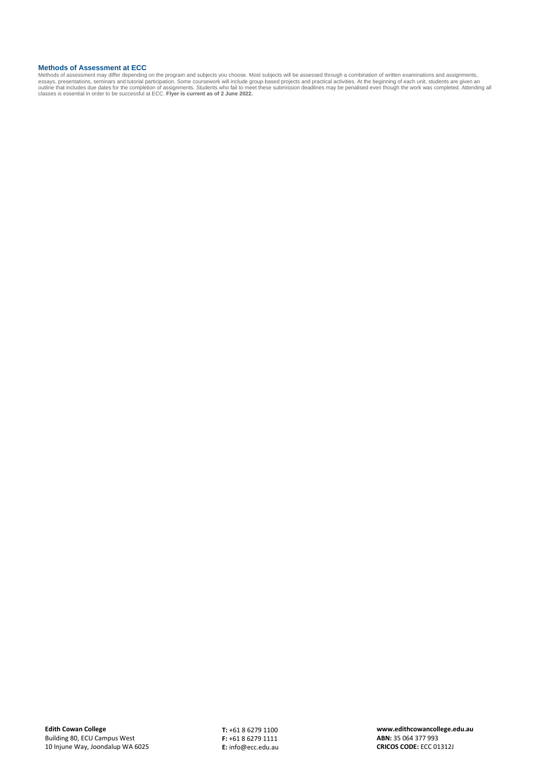### Methods of Assessment at ECC

Methods of assessment may differ depending on the program and subjects you choose. Most subjects will be assessed through a combination of written examinations and assignments, essays, presentations, seminars and tutorial participation. Some coursework will include group-based projects and practical activities. At the beginning of each unit, students are given an outline that includes due dates for the completion of assignments. Students who fail to meet these submission deadlines may be penalised even though the work was completed. Attending all classes is essential in order to be successful at ECC. **Flyer is current as of 2 June 2022.**

**Edith Cowan College**
Building 80, ECU Campus West
10 Injune Way, Joondalup WA 6025

**T:** +61 8 6279 1100
**F:** +61 8 6279 1111
**E:** info@ecc.edu.au

**www.edithcowancollege.edu.au**
**ABN:** 35 064 377 993
**CRICOS CODE:** ECC 01312J